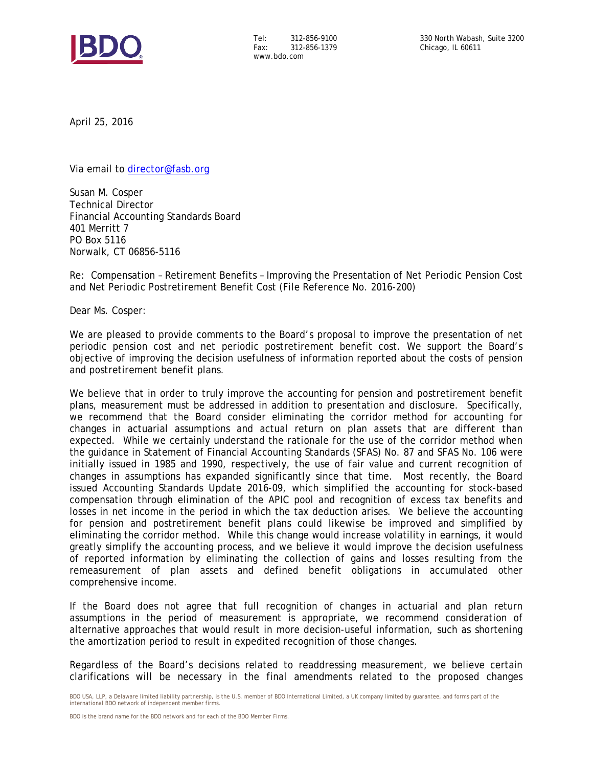Tel: 312-856-9100
Fax: 312-856-1379
www.bdo.com

330 North Wabash, Suite 3200
Chicago, IL 60611

April 25, 2016

Via email to director@fasb.org

Susan M. Cosper
Technical Director
Financial Accounting Standards Board
401 Merritt 7
PO Box 5116
Norwalk, CT 06856-5116

Re: Compensation – Retirement Benefits – Improving the Presentation of Net Periodic Pension Cost and Net Periodic Postretirement Benefit Cost (File Reference No. 2016-200)

Dear Ms. Cosper:

We are pleased to provide comments to the Board's proposal to improve the presentation of net periodic pension cost and net periodic postretirement benefit cost. We support the Board's objective of improving the decision usefulness of information reported about the costs of pension and postretirement benefit plans.

We believe that in order to truly improve the accounting for pension and postretirement benefit plans, measurement must be addressed in addition to presentation and disclosure. Specifically, we recommend that the Board consider eliminating the corridor method for accounting for changes in actuarial assumptions and actual return on plan assets that are different than expected. While we certainly understand the rationale for the use of the corridor method when the guidance in Statement of Financial Accounting Standards (SFAS) No. 87 and SFAS No. 106 were initially issued in 1985 and 1990, respectively, the use of fair value and current recognition of changes in assumptions has expanded significantly since that time. Most recently, the Board issued Accounting Standards Update 2016-09, which simplified the accounting for stock-based compensation through elimination of the APIC pool and recognition of excess tax benefits and losses in net income in the period in which the tax deduction arises. We believe the accounting for pension and postretirement benefit plans could likewise be improved and simplified by eliminating the corridor method. While this change would increase volatility in earnings, it would greatly simplify the accounting process, and we believe it would improve the decision usefulness of reported information by eliminating the collection of gains and losses resulting from the remeasurement of plan assets and defined benefit obligations in accumulated other comprehensive income.

If the Board does not agree that full recognition of changes in actuarial and plan return assumptions in the period of measurement is appropriate, we recommend consideration of alternative approaches that would result in more decision-useful information, such as shortening the amortization period to result in expedited recognition of those changes.

Regardless of the Board's decisions related to readdressing measurement, we believe certain clarifications will be necessary in the final amendments related to the proposed changes

BDO USA, LLP, a Delaware limited liability partnership, is the U.S. member of BDO International Limited, a UK company limited by guarantee, and forms part of the international BDO network of independent member firms.

BDO is the brand name for the BDO network and for each of the BDO Member Firms.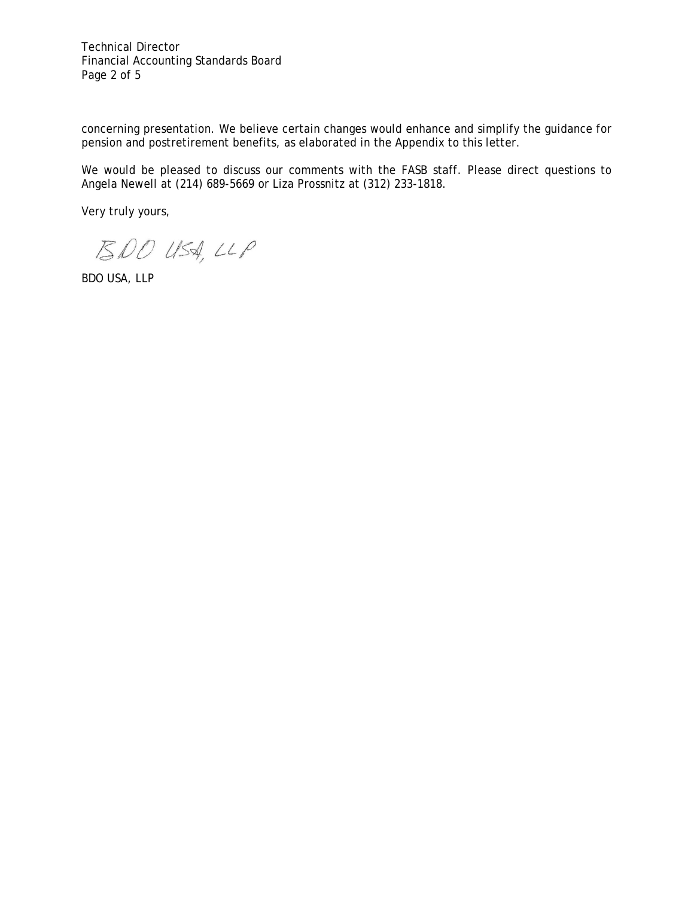concerning presentation. We believe certain changes would enhance and simplify the guidance for pension and postretirement benefits, as elaborated in the Appendix to this letter.

We would be pleased to discuss our comments with the FASB staff. Please direct questions to Angela Newell at (214) 689-5669 or Liza Prossnitz at (312) 233-1818.

Very truly yours,

BDO USA, LLP

BDO USA, LLP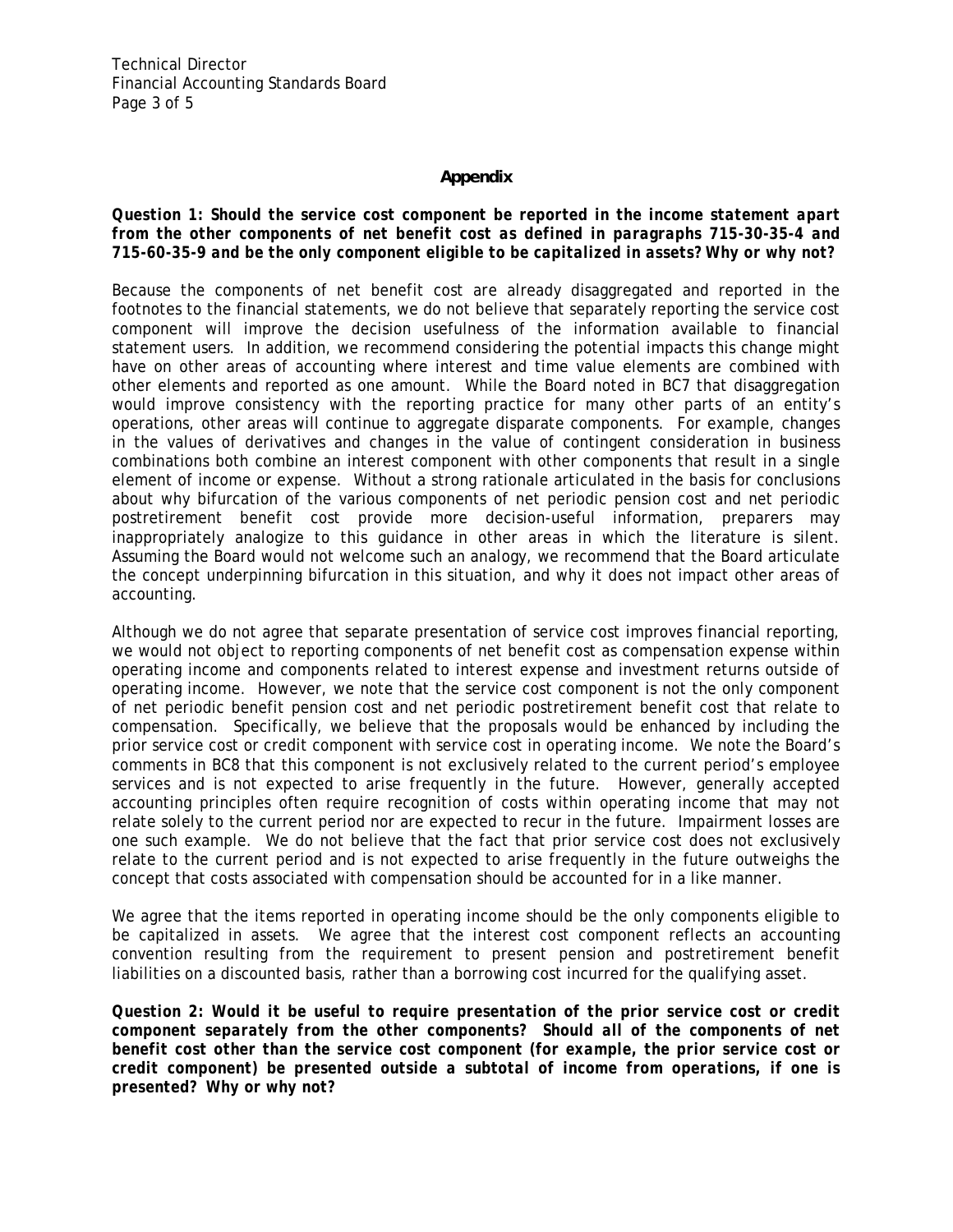## Appendix

***Question 1: Should the service cost component be reported in the income statement apart from the other components of net benefit cost as defined in paragraphs 715-30-35-4 and 715-60-35-9 and be the only component eligible to be capitalized in assets? Why or why not?***

Because the components of net benefit cost are already disaggregated and reported in the footnotes to the financial statements, we do not believe that separately reporting the service cost component will improve the decision usefulness of the information available to financial statement users. In addition, we recommend considering the potential impacts this change might have on other areas of accounting where interest and time value elements are combined with other elements and reported as one amount. While the Board noted in BC7 that disaggregation would improve consistency with the reporting practice for many other parts of an entity's operations, other areas will continue to aggregate disparate components. For example, changes in the values of derivatives and changes in the value of contingent consideration in business combinations both combine an interest component with other components that result in a single element of income or expense. Without a strong rationale articulated in the basis for conclusions about why bifurcation of the various components of net periodic pension cost and net periodic postretirement benefit cost provide more decision-useful information, preparers may inappropriately analogize to this guidance in other areas in which the literature is silent. Assuming the Board would not welcome such an analogy, we recommend that the Board articulate the concept underpinning bifurcation in this situation, and why it does not impact other areas of accounting.

Although we do not agree that separate presentation of service cost improves financial reporting, we would not object to reporting components of net benefit cost as compensation expense within operating income and components related to interest expense and investment returns outside of operating income. However, we note that the service cost component is not the only component of net periodic benefit pension cost and net periodic postretirement benefit cost that relate to compensation. Specifically, we believe that the proposals would be enhanced by including the prior service cost or credit component with service cost in operating income. We note the Board's comments in BC8 that this component is not exclusively related to the current period's employee services and is not expected to arise frequently in the future. However, generally accepted accounting principles often require recognition of costs within operating income that may not relate solely to the current period nor are expected to recur in the future. Impairment losses are one such example. We do not believe that the fact that prior service cost does not exclusively relate to the current period and is not expected to arise frequently in the future outweighs the concept that costs associated with compensation should be accounted for in a like manner.

We agree that the items reported in operating income should be the only components eligible to be capitalized in assets. We agree that the interest cost component reflects an accounting convention resulting from the requirement to present pension and postretirement benefit liabilities on a discounted basis, rather than a borrowing cost incurred for the qualifying asset.

***Question 2: Would it be useful to require presentation of the prior service cost or credit component separately from the other components? Should all of the components of net benefit cost other than the service cost component (for example, the prior service cost or credit component) be presented outside a subtotal of income from operations, if one is presented? Why or why not?***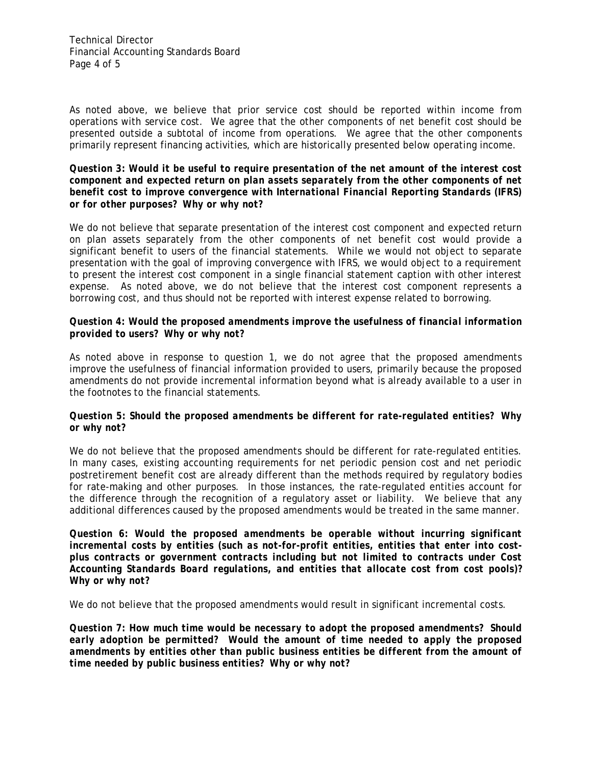As noted above, we believe that prior service cost should be reported within income from operations with service cost. We agree that the other components of net benefit cost should be presented outside a subtotal of income from operations. We agree that the other components primarily represent financing activities, which are historically presented below operating income.

***Question 3: Would it be useful to require presentation of the net amount of the interest cost component and expected return on plan assets separately from the other components of net benefit cost to improve convergence with International Financial Reporting Standards (IFRS) or for other purposes? Why or why not?***

We do not believe that separate presentation of the interest cost component and expected return on plan assets separately from the other components of net benefit cost would provide a significant benefit to users of the financial statements. While we would not object to separate presentation with the goal of improving convergence with IFRS, we would object to a requirement to present the interest cost component in a single financial statement caption with other interest expense. As noted above, we do not believe that the interest cost component represents a borrowing cost, and thus should not be reported with interest expense related to borrowing.

***Question 4: Would the proposed amendments improve the usefulness of financial information provided to users? Why or why not?***

As noted above in response to question 1, we do not agree that the proposed amendments improve the usefulness of financial information provided to users, primarily because the proposed amendments do not provide incremental information beyond what is already available to a user in the footnotes to the financial statements.

***Question 5: Should the proposed amendments be different for rate-regulated entities? Why or why not?***

We do not believe that the proposed amendments should be different for rate-regulated entities. In many cases, existing accounting requirements for net periodic pension cost and net periodic postretirement benefit cost are already different than the methods required by regulatory bodies for rate-making and other purposes. In those instances, the rate-regulated entities account for the difference through the recognition of a regulatory asset or liability. We believe that any additional differences caused by the proposed amendments would be treated in the same manner.

***Question 6: Would the proposed amendments be operable without incurring significant incremental costs by entities (such as not-for-profit entities, entities that enter into cost-plus contracts or government contracts including but not limited to contracts under Cost Accounting Standards Board regulations, and entities that allocate cost from cost pools)? Why or why not?***

We do not believe that the proposed amendments would result in significant incremental costs.

***Question 7: How much time would be necessary to adopt the proposed amendments? Should early adoption be permitted? Would the amount of time needed to apply the proposed amendments by entities other than public business entities be different from the amount of time needed by public business entities? Why or why not?***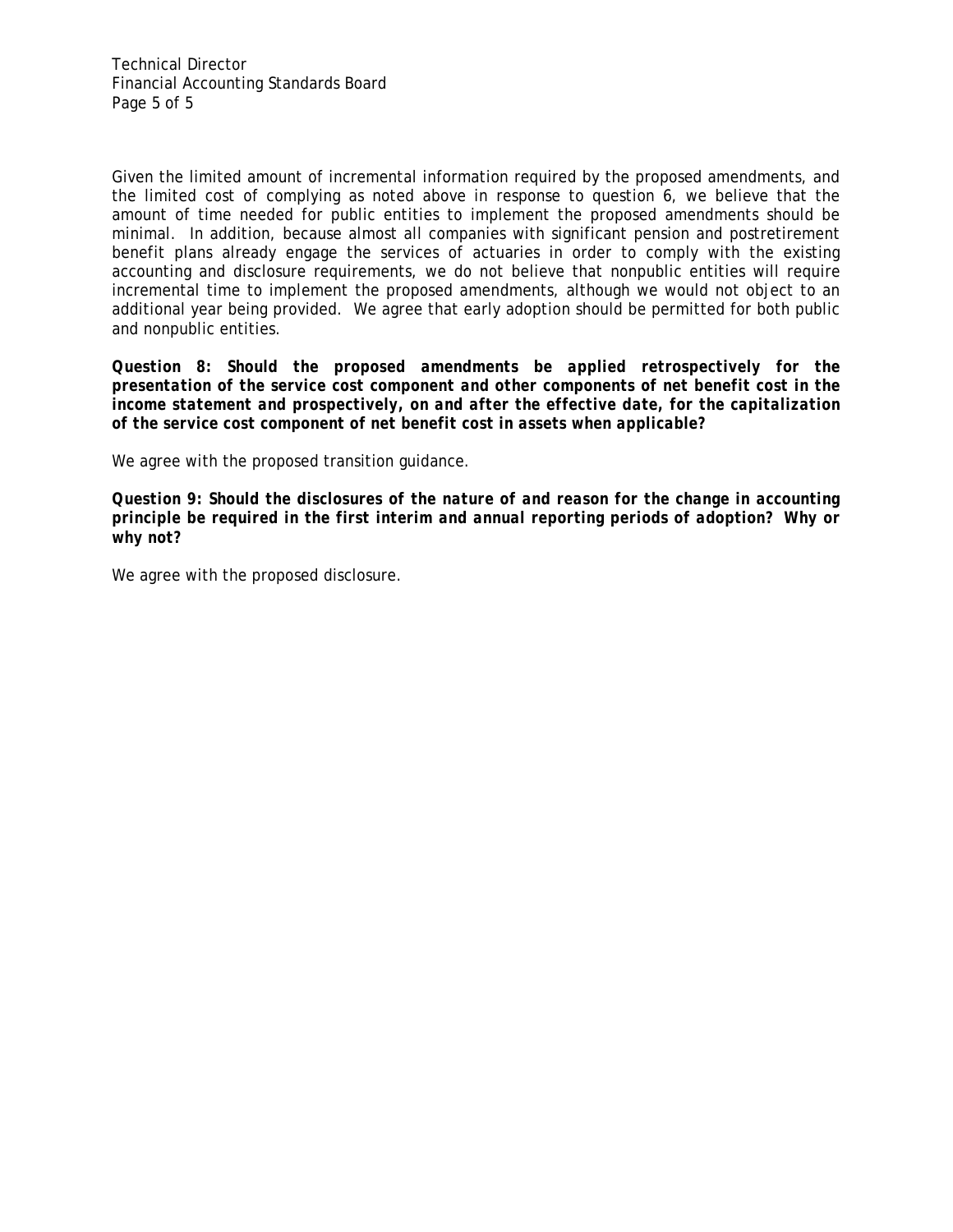Given the limited amount of incremental information required by the proposed amendments, and the limited cost of complying as noted above in response to question 6, we believe that the amount of time needed for public entities to implement the proposed amendments should be minimal. In addition, because almost all companies with significant pension and postretirement benefit plans already engage the services of actuaries in order to comply with the existing accounting and disclosure requirements, we do not believe that nonpublic entities will require incremental time to implement the proposed amendments, although we would not object to an additional year being provided. We agree that early adoption should be permitted for both public and nonpublic entities.

***Question 8: Should the proposed amendments be applied retrospectively for the presentation of the service cost component and other components of net benefit cost in the income statement and prospectively, on and after the effective date, for the capitalization of the service cost component of net benefit cost in assets when applicable?***

We agree with the proposed transition guidance.

***Question 9: Should the disclosures of the nature of and reason for the change in accounting principle be required in the first interim and annual reporting periods of adoption? Why or why not?***

We agree with the proposed disclosure.